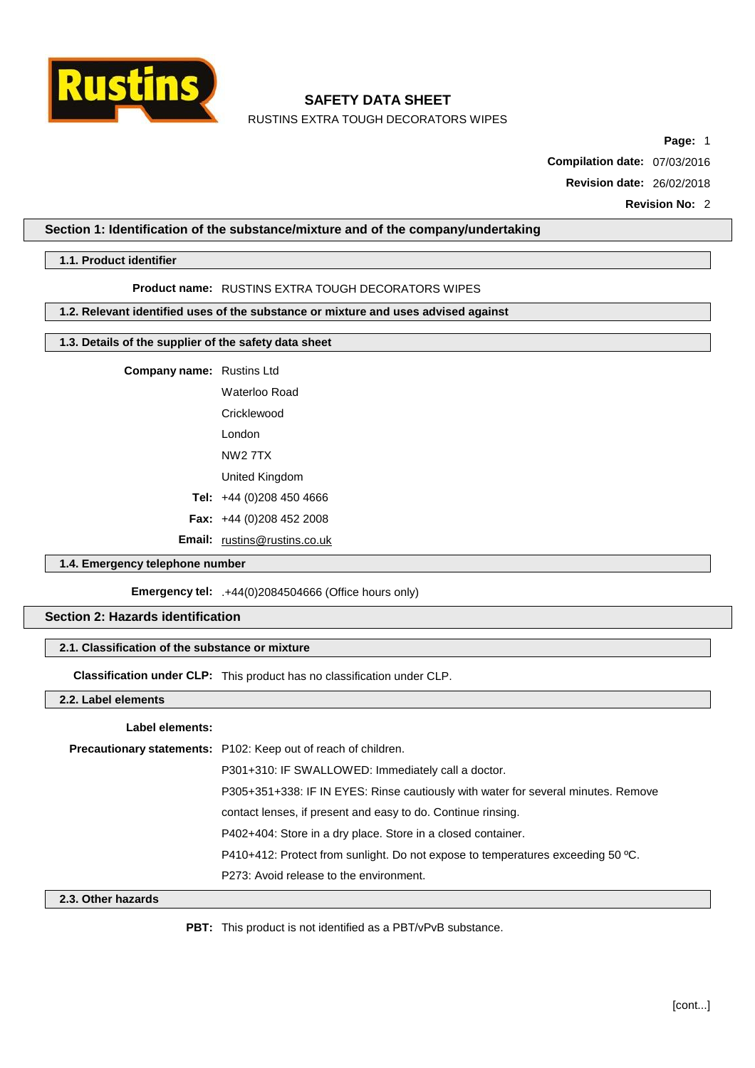# SAFETY DATA SHEET

RUSTINS EXTRA TOUGH DECORATORS WIPES

**Compilation date:** 07/03/2016

**Revision date:** 26/02/2018

**Revision No:** 2

## Section 1: Identification of the substance/mixture and of the company/undertaking

### 1.1. Product identifier

**Product name:** RUSTINS EXTRA TOUGH DECORATORS WIPES

### 1.2. Relevant identified uses of the substance or mixture and uses advised against

### 1.3. Details of the supplier of the safety data sheet

**Company name:** Rustins Ltd

Waterloo Road

Cricklewood

London

NW2 7TX

United Kingdom

**Tel:** +44 (0)208 450 4666

**Fax:** +44 (0)208 452 2008

**Email:** rustins@rustins.co.uk

### 1.4. Emergency telephone number

**Emergency tel:** .+44(0)2084504666 (Office hours only)

## Section 2: Hazards identification

### 2.1. Classification of the substance or mixture

**Classification under CLP:** This product has no classification under CLP.

### 2.2. Label elements

**Label elements:**

**Precautionary statements:** P102: Keep out of reach of children.

P301+310: IF SWALLOWED: Immediately call a doctor.

P305+351+338: IF IN EYES: Rinse cautiously with water for several minutes. Remove contact lenses, if present and easy to do. Continue rinsing.

P402+404: Store in a dry place. Store in a closed container.

P410+412: Protect from sunlight. Do not expose to temperatures exceeding 50 ºC.

P273: Avoid release to the environment.

### 2.3. Other hazards

**PBT:** This product is not identified as a PBT/vPvB substance.

[cont...]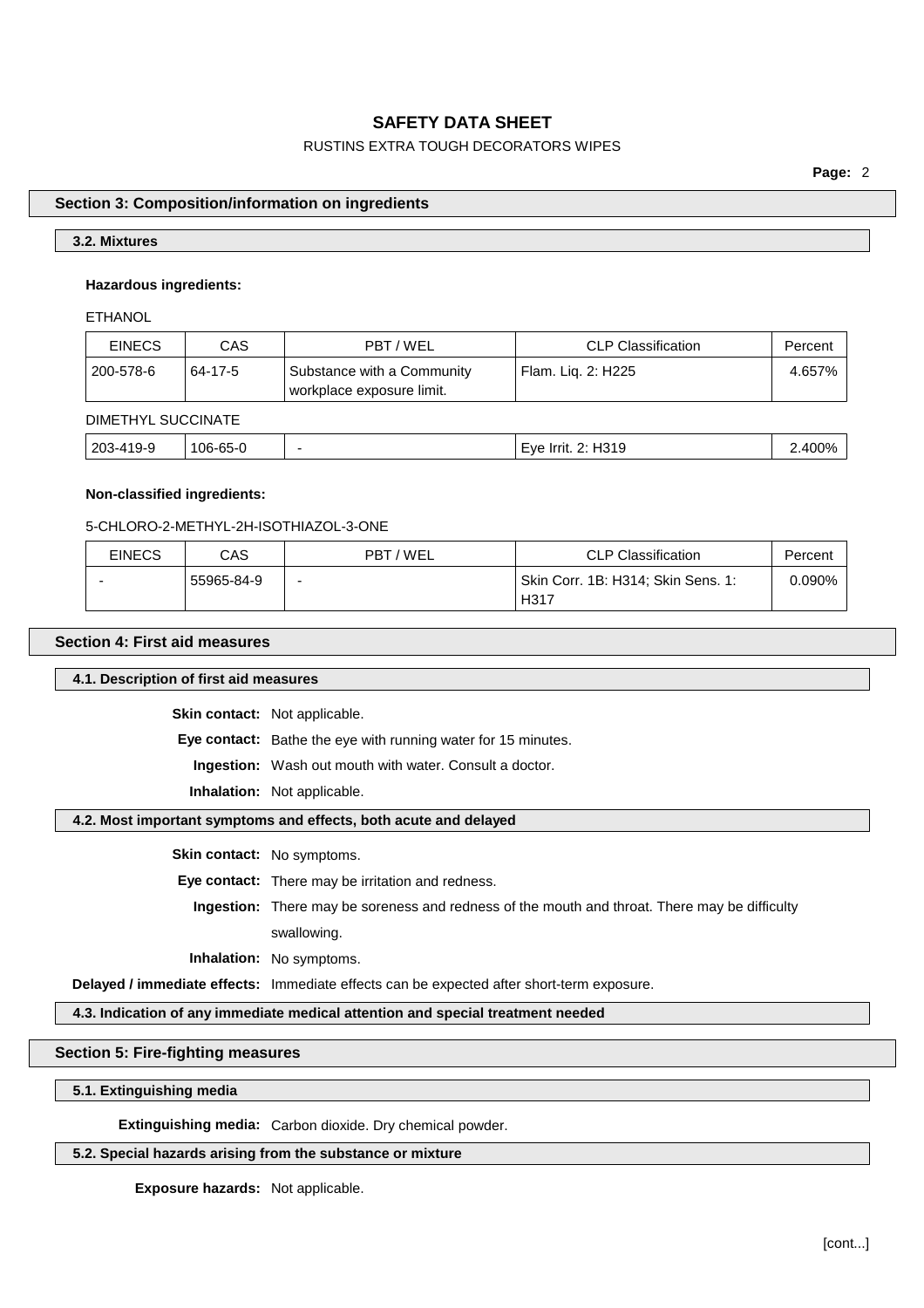## Section 3: Composition/information on ingredients

### 3.2. Mixtures

**Hazardous ingredients:**

ETHANOL

| EINECS | CAS | PBT / WEL | CLP Classification | Percent |
|---|---|---|---|---|
| 200-578-6 | 64-17-5 | Substance with a Community workplace exposure limit. | Flam. Liq. 2: H225 | 4.657% |

DIMETHYL SUCCINATE

| EINECS | CAS | PBT / WEL | CLP Classification | Percent |
|---|---|---|---|---|
| 203-419-9 | 106-65-0 | - | Eye Irrit. 2: H319 | 2.400% |

**Non-classified ingredients:**

5-CHLORO-2-METHYL-2H-ISOTHIAZOL-3-ONE

| EINECS | CAS | PBT / WEL | CLP Classification | Percent |
|---|---|---|---|---|
| - | 55965-84-9 | - | Skin Corr. 1B: H314; Skin Sens. 1: H317 | 0.090% |

## Section 4: First aid measures

### 4.1. Description of first aid measures

**Skin contact:** Not applicable.

**Eye contact:** Bathe the eye with running water for 15 minutes.

**Ingestion:** Wash out mouth with water. Consult a doctor.

**Inhalation:** Not applicable.

### 4.2. Most important symptoms and effects, both acute and delayed

**Skin contact:** No symptoms.

**Eye contact:** There may be irritation and redness.

**Ingestion:** There may be soreness and redness of the mouth and throat. There may be difficulty swallowing.

**Inhalation:** No symptoms.

**Delayed / immediate effects:** Immediate effects can be expected after short-term exposure.

### 4.3. Indication of any immediate medical attention and special treatment needed

## Section 5: Fire-fighting measures

### 5.1. Extinguishing media

**Extinguishing media:** Carbon dioxide. Dry chemical powder.

### 5.2. Special hazards arising from the substance or mixture

**Exposure hazards:** Not applicable.

[cont...]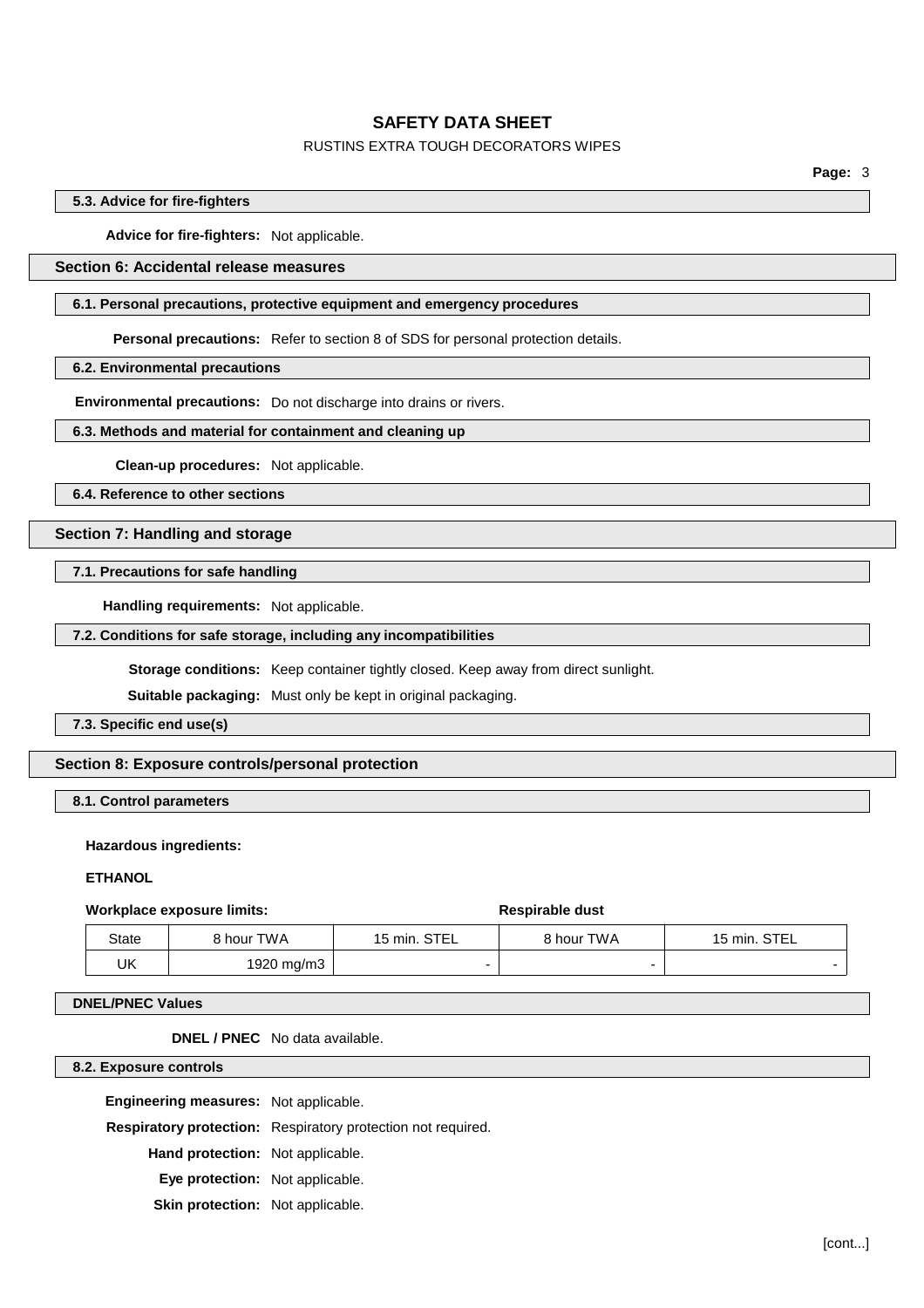### 5.3. Advice for fire-fighters

**Advice for fire-fighters:** Not applicable.

## Section 6: Accidental release measures

### 6.1. Personal precautions, protective equipment and emergency procedures

**Personal precautions:** Refer to section 8 of SDS for personal protection details.

### 6.2. Environmental precautions

**Environmental precautions:** Do not discharge into drains or rivers.

### 6.3. Methods and material for containment and cleaning up

**Clean-up procedures:** Not applicable.

### 6.4. Reference to other sections

## Section 7: Handling and storage

### 7.1. Precautions for safe handling

**Handling requirements:** Not applicable.

### 7.2. Conditions for safe storage, including any incompatibilities

**Storage conditions:** Keep container tightly closed. Keep away from direct sunlight.

**Suitable packaging:** Must only be kept in original packaging.

### 7.3. Specific end use(s)

## Section 8: Exposure controls/personal protection

### 8.1. Control parameters

**Hazardous ingredients:**

**ETHANOL**

| **Workplace exposure limits:** | | | **Respirable dust** | |
|---|---|---|---|---|
| State | 8 hour TWA | 15 min. STEL | 8 hour TWA | 15 min. STEL |
| UK | 1920 mg/m3 | - | - | - |

### DNEL/PNEC Values

**DNEL / PNEC** No data available.

### 8.2. Exposure controls

**Engineering measures:** Not applicable.

**Respiratory protection:** Respiratory protection not required.

**Hand protection:** Not applicable.

**Eye protection:** Not applicable.

**Skin protection:** Not applicable.

[cont...]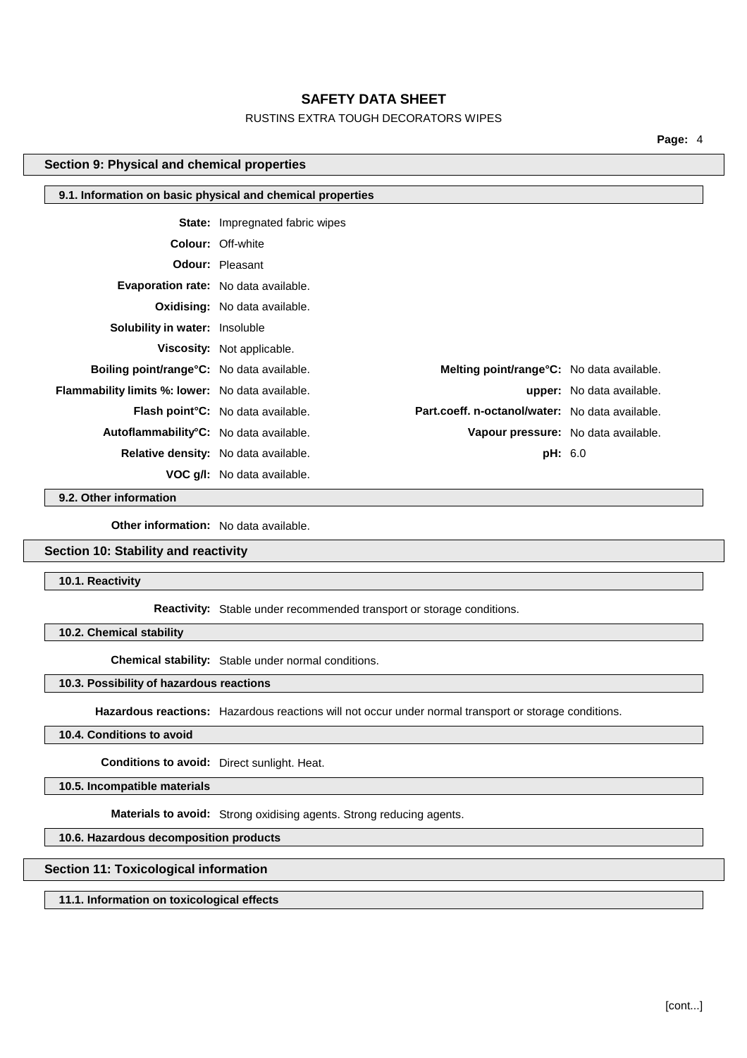## Section 9: Physical and chemical properties

### 9.1. Information on basic physical and chemical properties

**State:** Impregnated fabric wipes

**Colour:** Off-white

**Odour:** Pleasant

**Evaporation rate:** No data available.

**Oxidising:** No data available.

**Solubility in water:** Insoluble

**Viscosity:** Not applicable.

**Boiling point/range°C:** No data available.

**Melting point/range°C:** No data available.

**Flammability limits %: lower:** No data available.

**upper:** No data available.

**Flash point°C:** No data available.

**Part.coeff. n-octanol/water:** No data available.

**Autoflammability°C:** No data available.

**Vapour pressure:** No data available.

**Relative density:** No data available.

**pH:** 6.0

**VOC g/l:** No data available.

### 9.2. Other information

**Other information:** No data available.

## Section 10: Stability and reactivity

### 10.1. Reactivity

**Reactivity:** Stable under recommended transport or storage conditions.

### 10.2. Chemical stability

**Chemical stability:** Stable under normal conditions.

### 10.3. Possibility of hazardous reactions

**Hazardous reactions:** Hazardous reactions will not occur under normal transport or storage conditions.

### 10.4. Conditions to avoid

**Conditions to avoid:** Direct sunlight. Heat.

### 10.5. Incompatible materials

**Materials to avoid:** Strong oxidising agents. Strong reducing agents.

### 10.6. Hazardous decomposition products

## Section 11: Toxicological information

### 11.1. Information on toxicological effects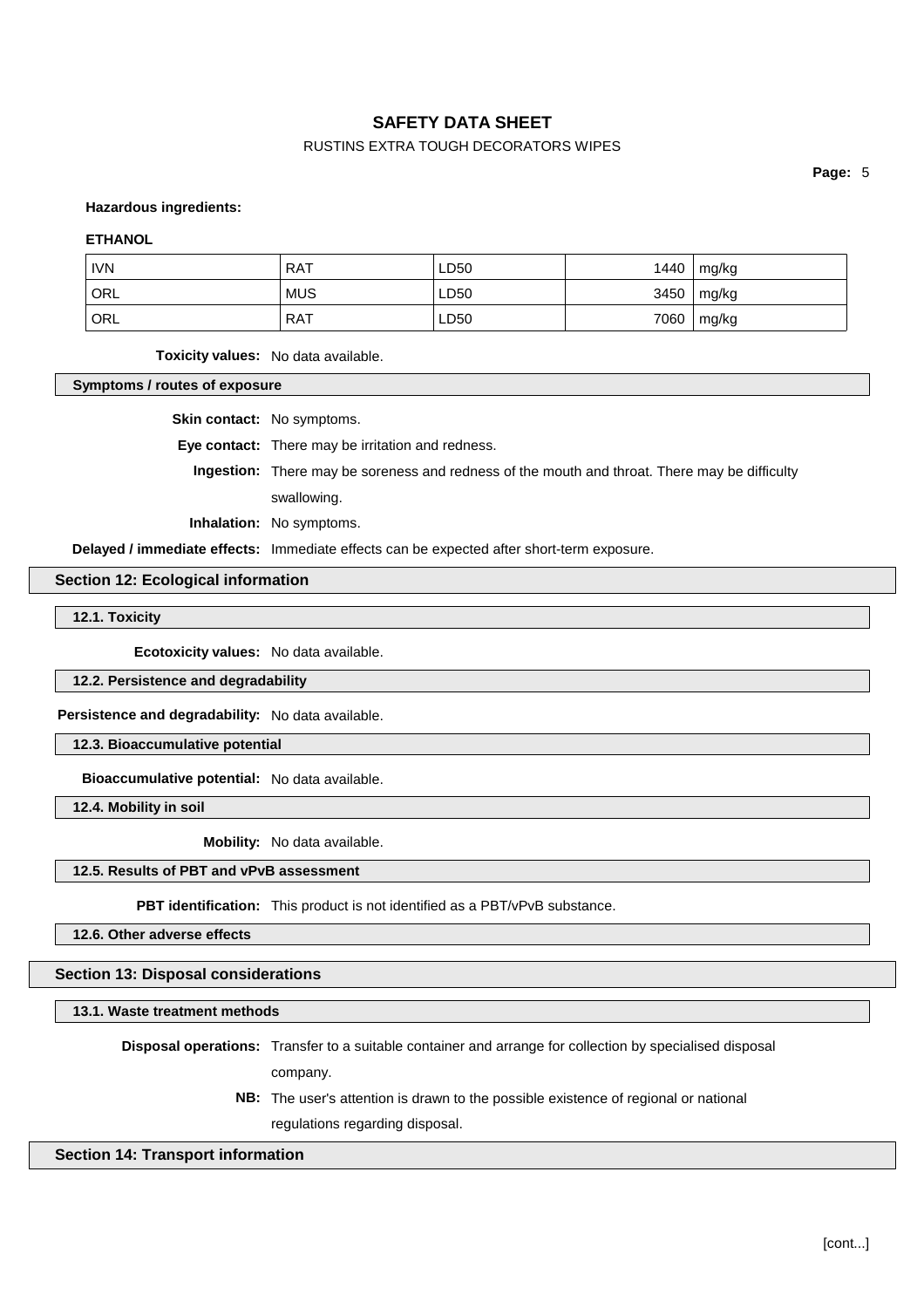**Hazardous ingredients:**

**ETHANOL**

| IVN | RAT | LD50 | 1440 | mg/kg |
|---|---|---|---|---|
| ORL | MUS | LD50 | 3450 | mg/kg |
| ORL | RAT | LD50 | 7060 | mg/kg |

**Toxicity values:** No data available.

**Symptoms / routes of exposure**

**Skin contact:** No symptoms.

**Eye contact:** There may be irritation and redness.

**Ingestion:** There may be soreness and redness of the mouth and throat. There may be difficulty swallowing.

**Inhalation:** No symptoms.

**Delayed / immediate effects:** Immediate effects can be expected after short-term exposure.

## Section 12: Ecological information

### 12.1. Toxicity

**Ecotoxicity values:** No data available.

### 12.2. Persistence and degradability

**Persistence and degradability:** No data available.

### 12.3. Bioaccumulative potential

**Bioaccumulative potential:** No data available.

### 12.4. Mobility in soil

**Mobility:** No data available.

### 12.5. Results of PBT and vPvB assessment

**PBT identification:** This product is not identified as a PBT/vPvB substance.

### 12.6. Other adverse effects

## Section 13: Disposal considerations

### 13.1. Waste treatment methods

**Disposal operations:** Transfer to a suitable container and arrange for collection by specialised disposal company.

**NB:** The user's attention is drawn to the possible existence of regional or national regulations regarding disposal.

## Section 14: Transport information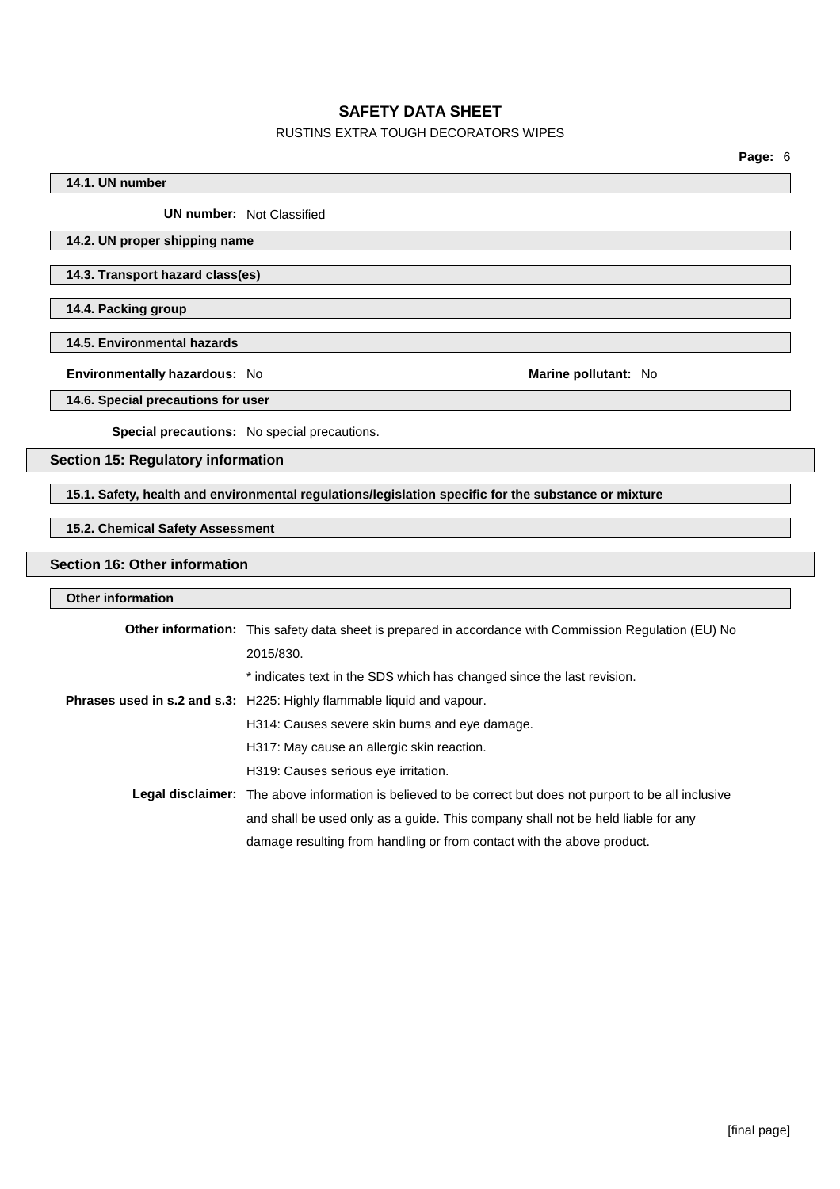### 14.1. UN number

**UN number:** Not Classified

### 14.2. UN proper shipping name

### 14.3. Transport hazard class(es)

### 14.4. Packing group

### 14.5. Environmental hazards

**Environmentally hazardous:** No

**Marine pollutant:** No

### 14.6. Special precautions for user

**Special precautions:** No special precautions.

## Section 15: Regulatory information

### 15.1. Safety, health and environmental regulations/legislation specific for the substance or mixture

### 15.2. Chemical Safety Assessment

## Section 16: Other information

### Other information

**Other information:** This safety data sheet is prepared in accordance with Commission Regulation (EU) No 2015/830.

* indicates text in the SDS which has changed since the last revision.

**Phrases used in s.2 and s.3:** H225: Highly flammable liquid and vapour.

H314: Causes severe skin burns and eye damage.

H317: May cause an allergic skin reaction.

H319: Causes serious eye irritation.

**Legal disclaimer:** The above information is believed to be correct but does not purport to be all inclusive and shall be used only as a guide. This company shall not be held liable for any damage resulting from handling or from contact with the above product.

[final page]